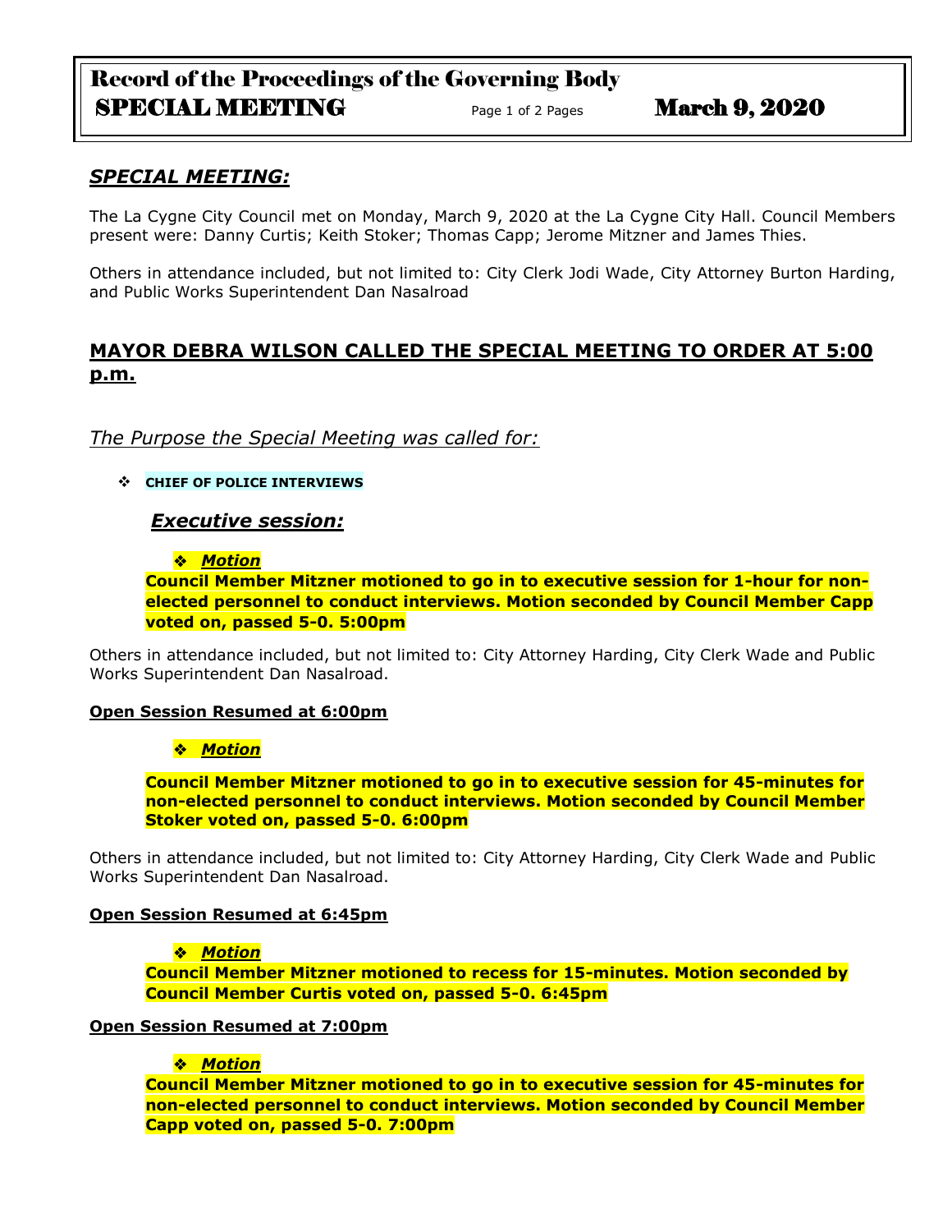# Record of the Proceedings of the Governing Body

**SPECIAL MEETING** Page 1 of 2 Pages **March 9, 2020**

## *SPECIAL MEETING:*

The La Cygne City Council met on Monday, March 9, 2020 at the La Cygne City Hall. Council Members present were: Danny Curtis; Keith Stoker; Thomas Capp; Jerome Mitzner and James Thies.

Others in attendance included, but not limited to: City Clerk Jodi Wade, City Attorney Burton Harding, and Public Works Superintendent Dan Nasalroad

## MAYOR DEBRA WILSON CALLED THE SPECIAL MEETING TO ORDER AT 5:00 p.m.

### *The Purpose the Special Meeting was called for:*

- **CHIEF OF POLICE INTERVIEWS**

### *Executive session:*

- ***Motion***

**Council Member Mitzner motioned to go in to executive session for 1-hour for non-elected personnel to conduct interviews. Motion seconded by Council Member Capp voted on, passed 5-0. 5:00pm**

Others in attendance included, but not limited to: City Attorney Harding, City Clerk Wade and Public Works Superintendent Dan Nasalroad.

**Open Session Resumed at 6:00pm**

- ***Motion***

**Council Member Mitzner motioned to go in to executive session for 45-minutes for non-elected personnel to conduct interviews. Motion seconded by Council Member Stoker voted on, passed 5-0. 6:00pm**

Others in attendance included, but not limited to: City Attorney Harding, City Clerk Wade and Public Works Superintendent Dan Nasalroad.

**Open Session Resumed at 6:45pm**

- ***Motion***

**Council Member Mitzner motioned to recess for 15-minutes. Motion seconded by Council Member Curtis voted on, passed 5-0. 6:45pm**

**Open Session Resumed at 7:00pm**

- ***Motion***

**Council Member Mitzner motioned to go in to executive session for 45-minutes for non-elected personnel to conduct interviews. Motion seconded by Council Member Capp voted on, passed 5-0. 7:00pm**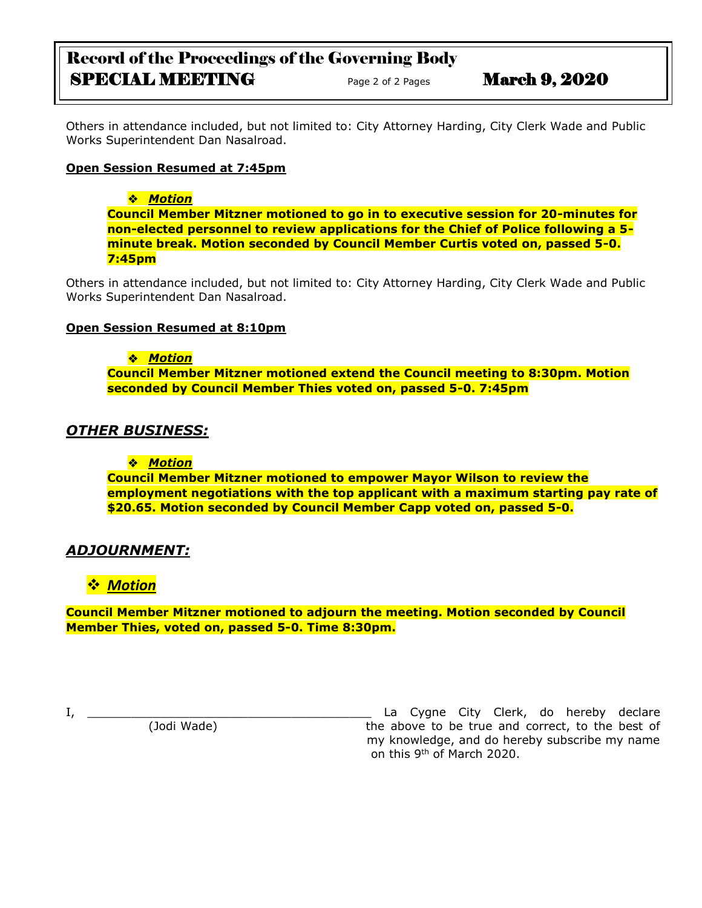Others in attendance included, but not limited to: City Attorney Harding, City Clerk Wade and Public Works Superintendent Dan Nasalroad.

**Open Session Resumed at 7:45pm**

❖ ***Motion***

**Council Member Mitzner motioned to go in to executive session for 20-minutes for non-elected personnel to review applications for the Chief of Police following a 5-minute break. Motion seconded by Council Member Curtis voted on, passed 5-0. 7:45pm**

Others in attendance included, but not limited to: City Attorney Harding, City Clerk Wade and Public Works Superintendent Dan Nasalroad.

**Open Session Resumed at 8:10pm**

❖ ***Motion***

**Council Member Mitzner motioned extend the Council meeting to 8:30pm. Motion seconded by Council Member Thies voted on, passed 5-0. 7:45pm**

## *OTHER BUSINESS:*

❖ ***Motion***

**Council Member Mitzner motioned to empower Mayor Wilson to review the employment negotiations with the top applicant with a maximum starting pay rate of $20.65. Motion seconded by Council Member Capp voted on, passed 5-0.**

## *ADJOURNMENT:*

❖ ***Motion***

**Council Member Mitzner motioned to adjourn the meeting. Motion seconded by Council Member Thies, voted on, passed 5-0. Time 8:30pm.**

I, ________________________________________ La Cygne City Clerk, do hereby declare the above to be true and correct, to the best of my knowledge, and do hereby subscribe my name on this 9th of March 2020.

(Jodi Wade)